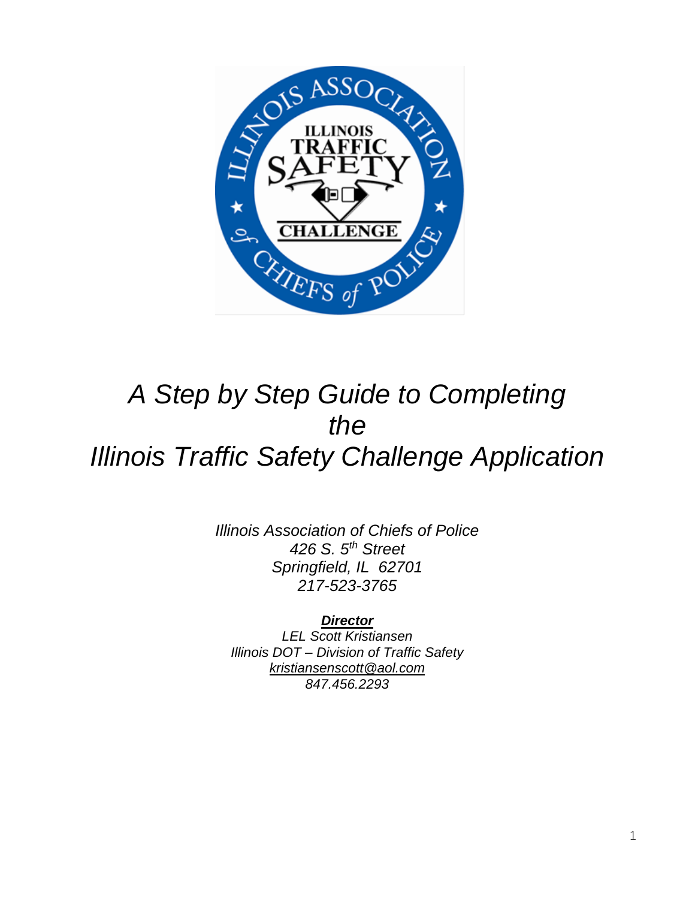# *A Step by Step Guide to Completing the Illinois Traffic Safety Challenge Application*

*Illinois Association of Chiefs of Police*
*426 S. 5th Street*
*Springfield, IL 62701*
*217-523-3765*

***Director***
*LEL Scott Kristiansen*
*Illinois DOT – Division of Traffic Safety*
*kristiansenscott@aol.com*
*847.456.2293*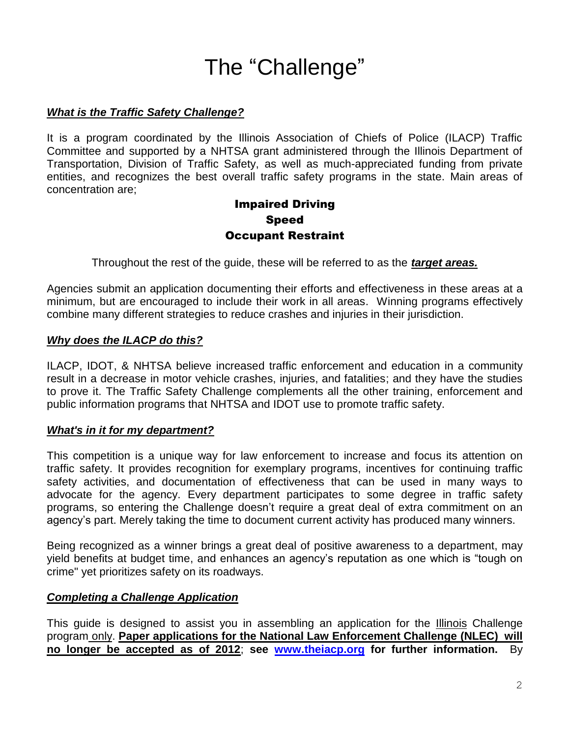# The "Challenge"

***What is the Traffic Safety Challenge?***

It is a program coordinated by the Illinois Association of Chiefs of Police (ILACP) Traffic Committee and supported by a NHTSA grant administered through the Illinois Department of Transportation, Division of Traffic Safety, as well as much-appreciated funding from private entities, and recognizes the best overall traffic safety programs in the state. Main areas of concentration are;

**Impaired Driving**
**Speed**
**Occupant Restraint**

Throughout the rest of the guide, these will be referred to as the ***target areas.***

Agencies submit an application documenting their efforts and effectiveness in these areas at a minimum, but are encouraged to include their work in all areas. Winning programs effectively combine many different strategies to reduce crashes and injuries in their jurisdiction.

***Why does the ILACP do this?***

ILACP, IDOT, & NHTSA believe increased traffic enforcement and education in a community result in a decrease in motor vehicle crashes, injuries, and fatalities; and they have the studies to prove it. The Traffic Safety Challenge complements all the other training, enforcement and public information programs that NHTSA and IDOT use to promote traffic safety.

***What's in it for my department?***

This competition is a unique way for law enforcement to increase and focus its attention on traffic safety. It provides recognition for exemplary programs, incentives for continuing traffic safety activities, and documentation of effectiveness that can be used in many ways to advocate for the agency. Every department participates to some degree in traffic safety programs, so entering the Challenge doesn't require a great deal of extra commitment on an agency's part. Merely taking the time to document current activity has produced many winners.

Being recognized as a winner brings a great deal of positive awareness to a department, may yield benefits at budget time, and enhances an agency's reputation as one which is "tough on crime" yet prioritizes safety on its roadways.

***Completing a Challenge Application***

This guide is designed to assist you in assembling an application for the Illinois Challenge program only. **Paper applications for the National Law Enforcement Challenge (NLEC) will no longer be accepted as of 2012**; **see [www.theiacp.org](http://www.theiacp.org) for further information.** By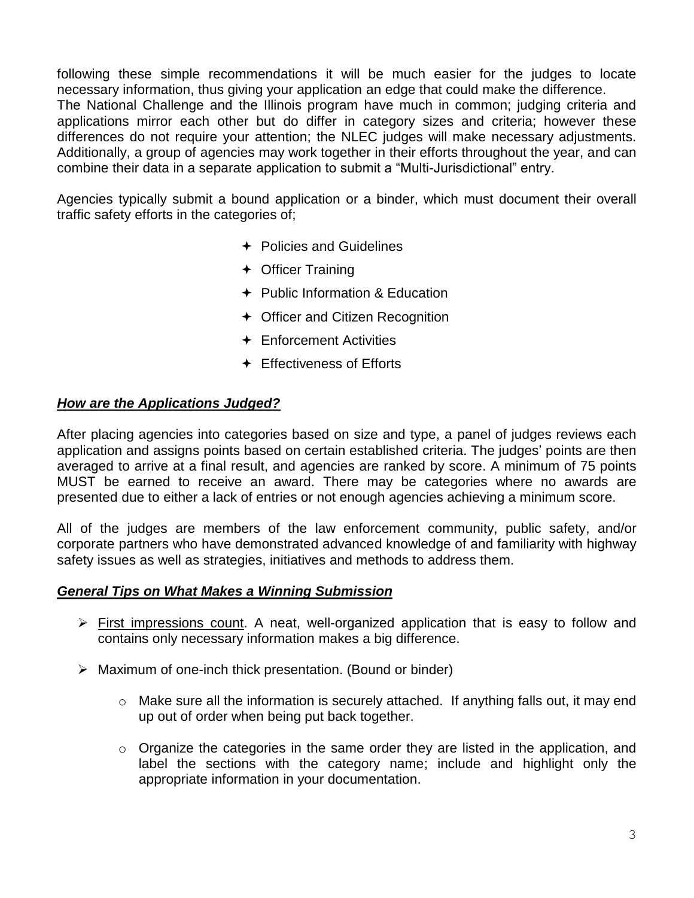following these simple recommendations it will be much easier for the judges to locate necessary information, thus giving your application an edge that could make the difference.
The National Challenge and the Illinois program have much in common; judging criteria and applications mirror each other but do differ in category sizes and criteria; however these differences do not require your attention; the NLEC judges will make necessary adjustments. Additionally, a group of agencies may work together in their efforts throughout the year, and can combine their data in a separate application to submit a "Multi-Jurisdictional" entry.

Agencies typically submit a bound application or a binder, which must document their overall traffic safety efforts in the categories of;

- Policies and Guidelines
- Officer Training
- Public Information & Education
- Officer and Citizen Recognition
- Enforcement Activities
- Effectiveness of Efforts

## ***How are the Applications Judged?***

After placing agencies into categories based on size and type, a panel of judges reviews each application and assigns points based on certain established criteria. The judges' points are then averaged to arrive at a final result, and agencies are ranked by score. A minimum of 75 points MUST be earned to receive an award. There may be categories where no awards are presented due to either a lack of entries or not enough agencies achieving a minimum score.

All of the judges are members of the law enforcement community, public safety, and/or corporate partners who have demonstrated advanced knowledge of and familiarity with highway safety issues as well as strategies, initiatives and methods to address them.

## ***General Tips on What Makes a Winning Submission***

- First impressions count. A neat, well-organized application that is easy to follow and contains only necessary information makes a big difference.
- Maximum of one-inch thick presentation. (Bound or binder)
  - Make sure all the information is securely attached. If anything falls out, it may end up out of order when being put back together.
  - Organize the categories in the same order they are listed in the application, and label the sections with the category name; include and highlight only the appropriate information in your documentation.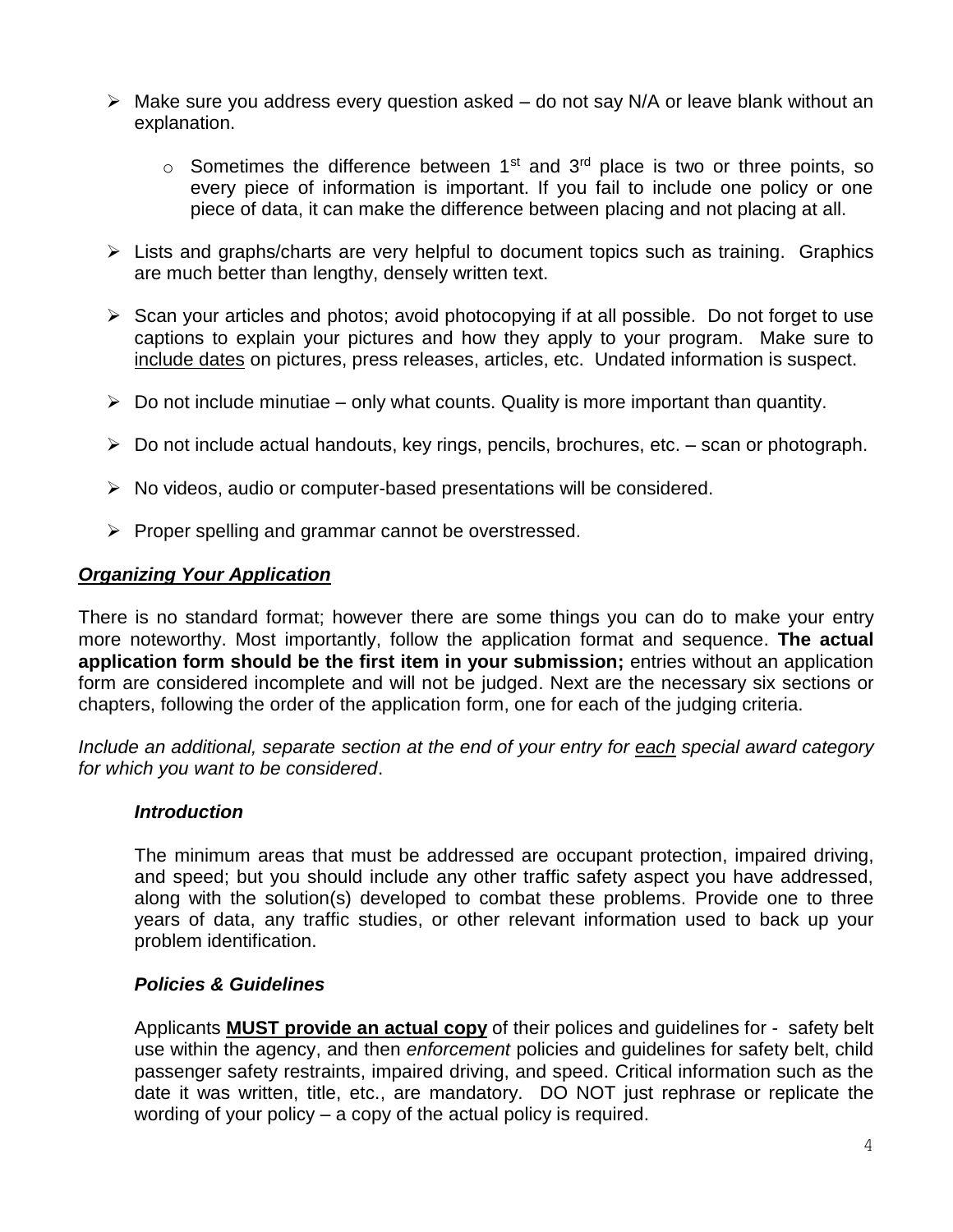- Make sure you address every question asked – do not say N/A or leave blank without an explanation.
    - Sometimes the difference between 1st and 3rd place is two or three points, so every piece of information is important. If you fail to include one policy or one piece of data, it can make the difference between placing and not placing at all.
- Lists and graphs/charts are very helpful to document topics such as training. Graphics are much better than lengthy, densely written text.
- Scan your articles and photos; avoid photocopying if at all possible. Do not forget to use captions to explain your pictures and how they apply to your program. Make sure to <u>include dates</u> on pictures, press releases, articles, etc. Undated information is suspect.
- Do not include minutiae – only what counts. Quality is more important than quantity.
- Do not include actual handouts, key rings, pencils, brochures, etc. – scan or photograph.
- No videos, audio or computer-based presentations will be considered.
- Proper spelling and grammar cannot be overstressed.

***<u>Organizing Your Application</u>***

There is no standard format; however there are some things you can do to make your entry more noteworthy. Most importantly, follow the application format and sequence. **The actual application form should be the first item in your submission;** entries without an application form are considered incomplete and will not be judged. Next are the necessary six sections or chapters, following the order of the application form, one for each of the judging criteria.

*Include an additional, separate section at the end of your entry for <u>each</u> special award category for which you want to be considered*.

***Introduction***

The minimum areas that must be addressed are occupant protection, impaired driving, and speed; but you should include any other traffic safety aspect you have addressed, along with the solution(s) developed to combat these problems. Provide one to three years of data, any traffic studies, or other relevant information used to back up your problem identification.

***Policies & Guidelines***

Applicants **<u>MUST provide an actual copy</u>** of their polices and guidelines for - safety belt use within the agency, and then *enforcement* policies and guidelines for safety belt, child passenger safety restraints, impaired driving, and speed. Critical information such as the date it was written, title, etc., are mandatory. DO NOT just rephrase or replicate the wording of your policy – a copy of the actual policy is required.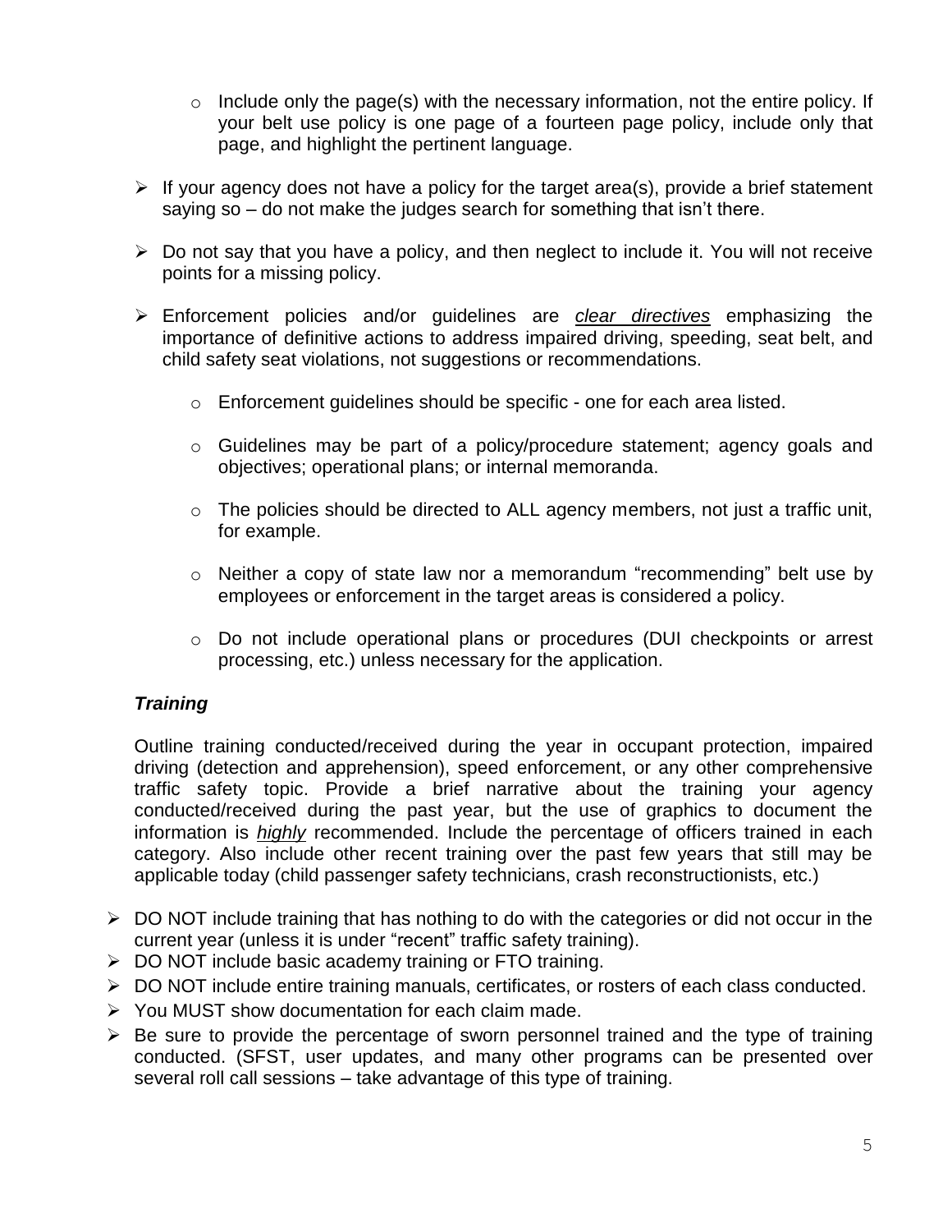- Include only the page(s) with the necessary information, not the entire policy. If your belt use policy is one page of a fourteen page policy, include only that page, and highlight the pertinent language.

- If your agency does not have a policy for the target area(s), provide a brief statement saying so – do not make the judges search for something that isn't there.

- Do not say that you have a policy, and then neglect to include it. You will not receive points for a missing policy.

- Enforcement policies and/or guidelines are *clear directives* emphasizing the importance of definitive actions to address impaired driving, speeding, seat belt, and child safety seat violations, not suggestions or recommendations.
  - Enforcement guidelines should be specific - one for each area listed.
  - Guidelines may be part of a policy/procedure statement; agency goals and objectives; operational plans; or internal memoranda.
  - The policies should be directed to ALL agency members, not just a traffic unit, for example.
  - Neither a copy of state law nor a memorandum "recommending" belt use by employees or enforcement in the target areas is considered a policy.
  - Do not include operational plans or procedures (DUI checkpoints or arrest processing, etc.) unless necessary for the application.

### *Training*

Outline training conducted/received during the year in occupant protection, impaired driving (detection and apprehension), speed enforcement, or any other comprehensive traffic safety topic. Provide a brief narrative about the training your agency conducted/received during the past year, but the use of graphics to document the information is ***highly*** recommended. Include the percentage of officers trained in each category. Also include other recent training over the past few years that still may be applicable today (child passenger safety technicians, crash reconstructionists, etc.)

- DO NOT include training that has nothing to do with the categories or did not occur in the current year (unless it is under "recent" traffic safety training).
- DO NOT include basic academy training or FTO training.
- DO NOT include entire training manuals, certificates, or rosters of each class conducted.
- You MUST show documentation for each claim made.
- Be sure to provide the percentage of sworn personnel trained and the type of training conducted. (SFST, user updates, and many other programs can be presented over several roll call sessions – take advantage of this type of training.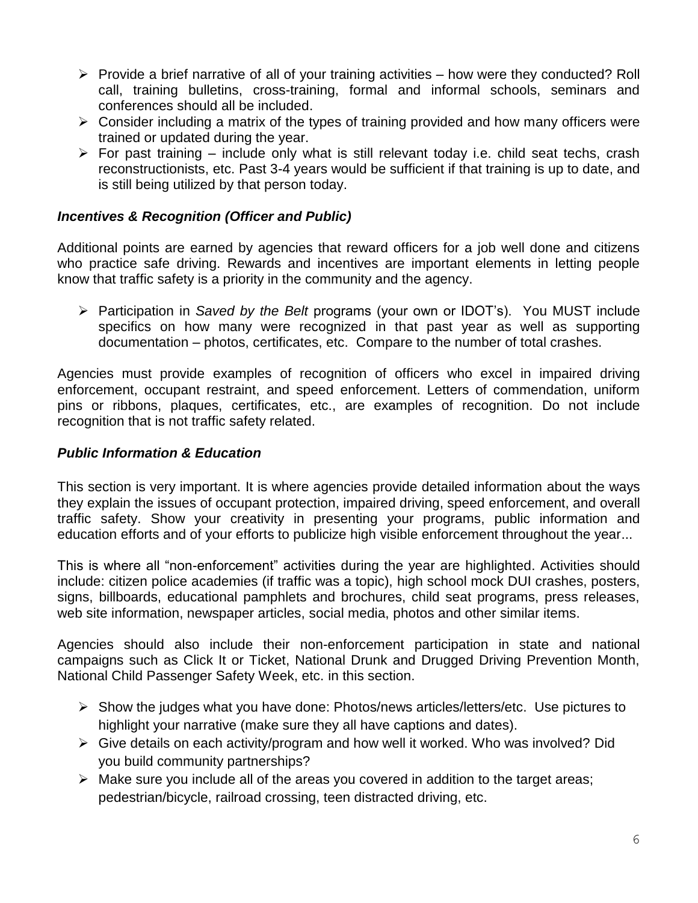- Provide a brief narrative of all of your training activities – how were they conducted? Roll call, training bulletins, cross-training, formal and informal schools, seminars and conferences should all be included.
- Consider including a matrix of the types of training provided and how many officers were trained or updated during the year.
- For past training – include only what is still relevant today i.e. child seat techs, crash reconstructionists, etc. Past 3-4 years would be sufficient if that training is up to date, and is still being utilized by that person today.

### ***Incentives & Recognition (Officer and Public)***

Additional points are earned by agencies that reward officers for a job well done and citizens who practice safe driving. Rewards and incentives are important elements in letting people know that traffic safety is a priority in the community and the agency.

- Participation in *Saved by the Belt* programs (your own or IDOT's). You MUST include specifics on how many were recognized in that past year as well as supporting documentation – photos, certificates, etc. Compare to the number of total crashes.

Agencies must provide examples of recognition of officers who excel in impaired driving enforcement, occupant restraint, and speed enforcement. Letters of commendation, uniform pins or ribbons, plaques, certificates, etc., are examples of recognition. Do not include recognition that is not traffic safety related.

### ***Public Information & Education***

This section is very important. It is where agencies provide detailed information about the ways they explain the issues of occupant protection, impaired driving, speed enforcement, and overall traffic safety. Show your creativity in presenting your programs, public information and education efforts and of your efforts to publicize high visible enforcement throughout the year...

This is where all "non-enforcement" activities during the year are highlighted. Activities should include: citizen police academies (if traffic was a topic), high school mock DUI crashes, posters, signs, billboards, educational pamphlets and brochures, child seat programs, press releases, web site information, newspaper articles, social media, photos and other similar items.

Agencies should also include their non-enforcement participation in state and national campaigns such as Click It or Ticket, National Drunk and Drugged Driving Prevention Month, National Child Passenger Safety Week, etc. in this section.

- Show the judges what you have done: Photos/news articles/letters/etc. Use pictures to highlight your narrative (make sure they all have captions and dates).
- Give details on each activity/program and how well it worked. Who was involved? Did you build community partnerships?
- Make sure you include all of the areas you covered in addition to the target areas; pedestrian/bicycle, railroad crossing, teen distracted driving, etc.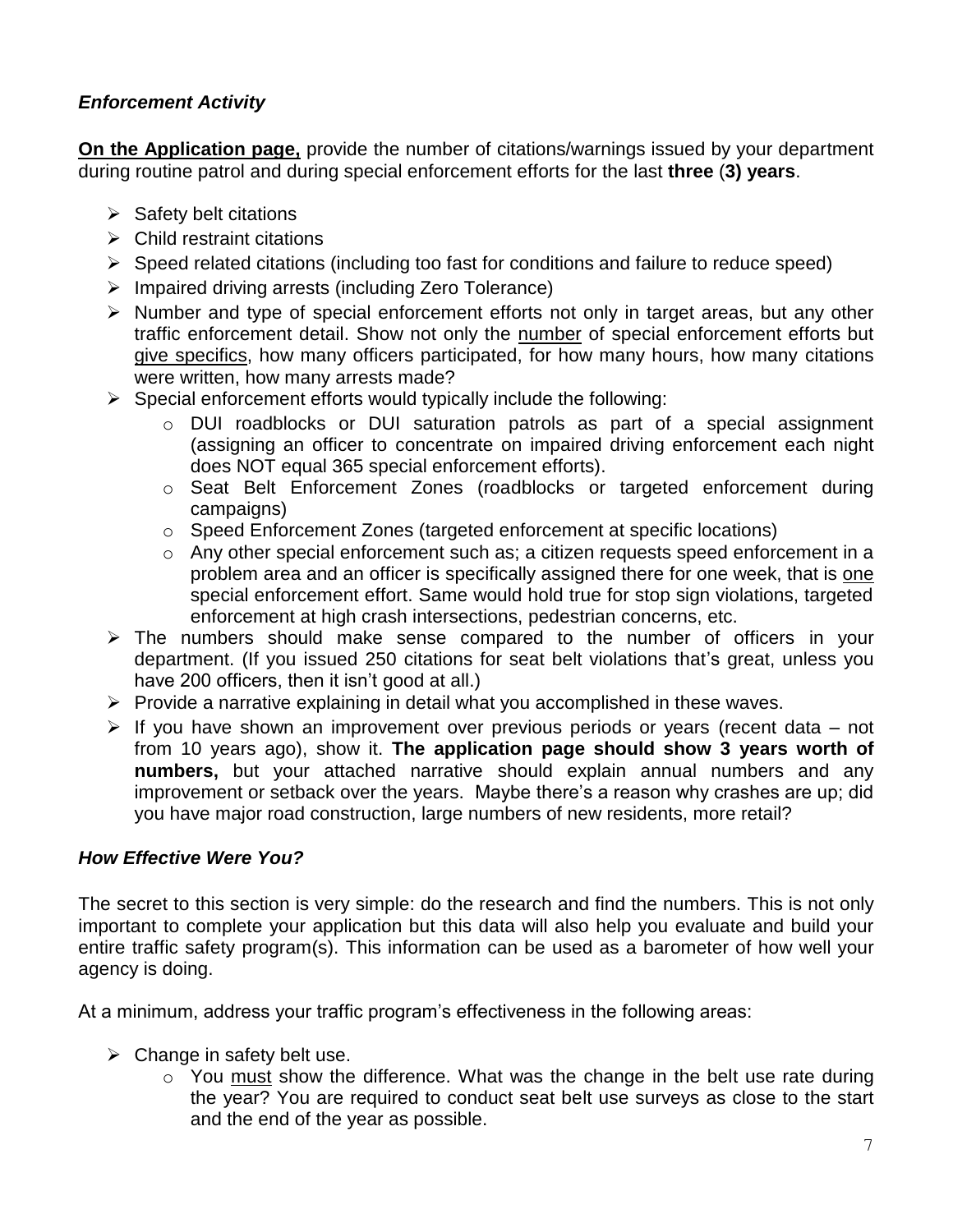### *Enforcement Activity*

**On the Application page,** provide the number of citations/warnings issued by your department during routine patrol and during special enforcement efforts for the last **three** (**3) years**.

- Safety belt citations
- Child restraint citations
- Speed related citations (including too fast for conditions and failure to reduce speed)
- Impaired driving arrests (including Zero Tolerance)
- Number and type of special enforcement efforts not only in target areas, but any other traffic enforcement detail. Show not only the <u>number</u> of special enforcement efforts but <u>give specifics</u>, how many officers participated, for how many hours, how many citations were written, how many arrests made?
- Special enforcement efforts would typically include the following:
  - DUI roadblocks or DUI saturation patrols as part of a special assignment (assigning an officer to concentrate on impaired driving enforcement each night does NOT equal 365 special enforcement efforts).
  - Seat Belt Enforcement Zones (roadblocks or targeted enforcement during campaigns)
  - Speed Enforcement Zones (targeted enforcement at specific locations)
  - Any other special enforcement such as; a citizen requests speed enforcement in a problem area and an officer is specifically assigned there for one week, that is <u>one</u> special enforcement effort. Same would hold true for stop sign violations, targeted enforcement at high crash intersections, pedestrian concerns, etc.
- The numbers should make sense compared to the number of officers in your department. (If you issued 250 citations for seat belt violations that's great, unless you have 200 officers, then it isn't good at all.)
- Provide a narrative explaining in detail what you accomplished in these waves.
- If you have shown an improvement over previous periods or years (recent data – not from 10 years ago), show it. **The application page should show 3 years worth of numbers,** but your attached narrative should explain annual numbers and any improvement or setback over the years. Maybe there's a reason why crashes are up; did you have major road construction, large numbers of new residents, more retail?

### *How Effective Were You?*

The secret to this section is very simple: do the research and find the numbers. This is not only important to complete your application but this data will also help you evaluate and build your entire traffic safety program(s). This information can be used as a barometer of how well your agency is doing.

At a minimum, address your traffic program's effectiveness in the following areas:

- Change in safety belt use.
  - You <u>must</u> show the difference. What was the change in the belt use rate during the year? You are required to conduct seat belt use surveys as close to the start and the end of the year as possible.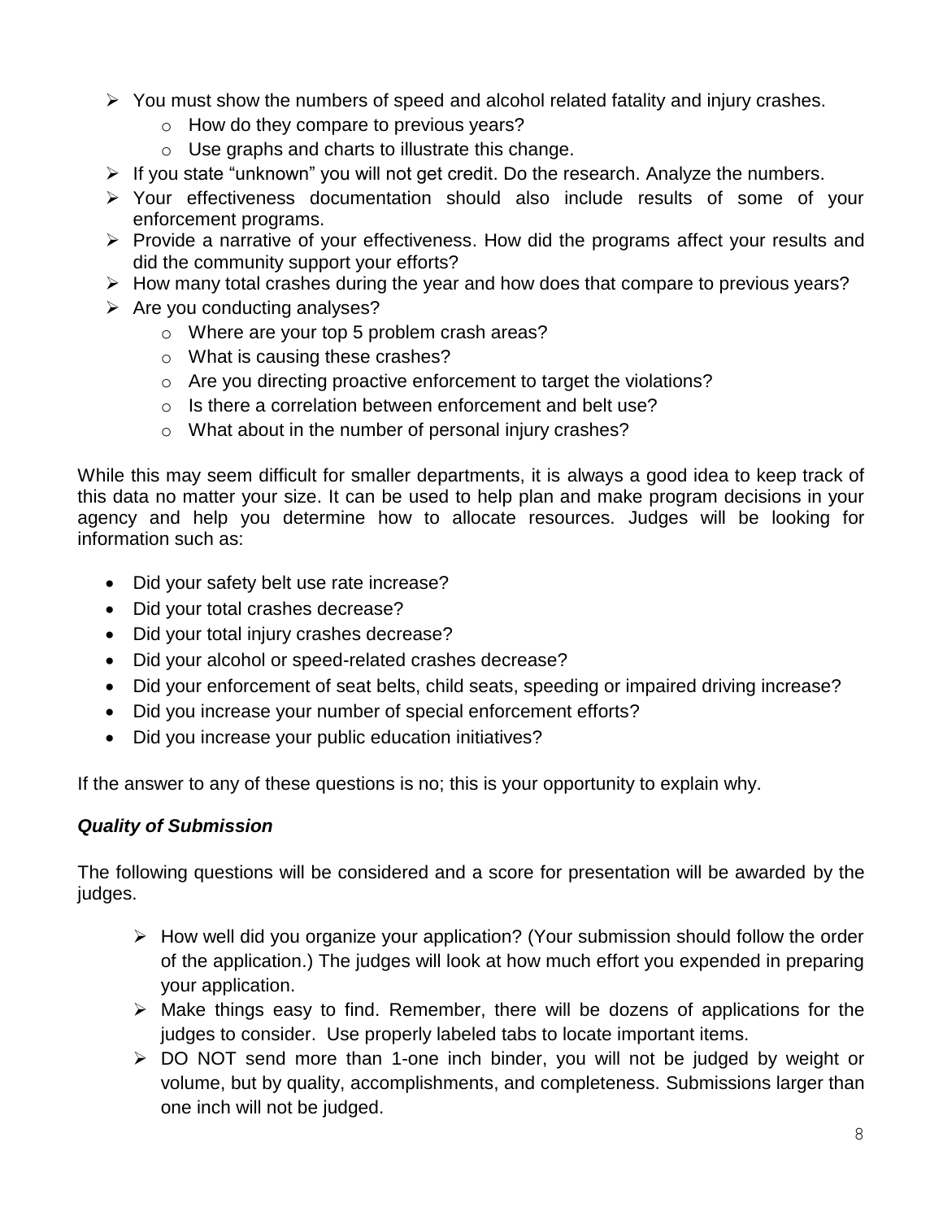- You must show the numbers of speed and alcohol related fatality and injury crashes.
    - How do they compare to previous years?
    - Use graphs and charts to illustrate this change.
- If you state "unknown" you will not get credit. Do the research. Analyze the numbers.
- Your effectiveness documentation should also include results of some of your enforcement programs.
- Provide a narrative of your effectiveness. How did the programs affect your results and did the community support your efforts?
- How many total crashes during the year and how does that compare to previous years?
- Are you conducting analyses?
    - Where are your top 5 problem crash areas?
    - What is causing these crashes?
    - Are you directing proactive enforcement to target the violations?
    - Is there a correlation between enforcement and belt use?
    - What about in the number of personal injury crashes?

While this may seem difficult for smaller departments, it is always a good idea to keep track of this data no matter your size. It can be used to help plan and make program decisions in your agency and help you determine how to allocate resources. Judges will be looking for information such as:

- Did your safety belt use rate increase?
- Did your total crashes decrease?
- Did your total injury crashes decrease?
- Did your alcohol or speed-related crashes decrease?
- Did your enforcement of seat belts, child seats, speeding or impaired driving increase?
- Did you increase your number of special enforcement efforts?
- Did you increase your public education initiatives?

If the answer to any of these questions is no; this is your opportunity to explain why.

***Quality of Submission***

The following questions will be considered and a score for presentation will be awarded by the judges.

- How well did you organize your application? (Your submission should follow the order of the application.) The judges will look at how much effort you expended in preparing your application.
- Make things easy to find. Remember, there will be dozens of applications for the judges to consider. Use properly labeled tabs to locate important items.
- DO NOT send more than 1-one inch binder, you will not be judged by weight or volume, but by quality, accomplishments, and completeness. Submissions larger than one inch will not be judged.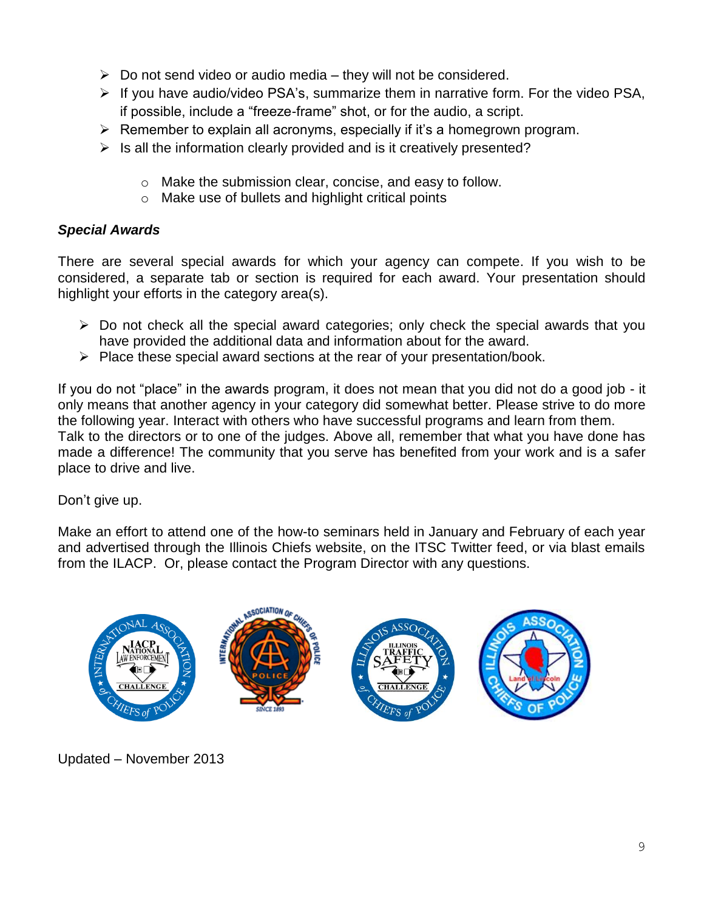- Do not send video or audio media – they will not be considered.
- If you have audio/video PSA's, summarize them in narrative form. For the video PSA, if possible, include a "freeze-frame" shot, or for the audio, a script.
- Remember to explain all acronyms, especially if it's a homegrown program.
- Is all the information clearly provided and is it creatively presented?
  - Make the submission clear, concise, and easy to follow.
  - Make use of bullets and highlight critical points

***Special Awards***

There are several special awards for which your agency can compete. If you wish to be considered, a separate tab or section is required for each award. Your presentation should highlight your efforts in the category area(s).

- Do not check all the special award categories; only check the special awards that you have provided the additional data and information about for the award.
- Place these special award sections at the rear of your presentation/book.

If you do not "place" in the awards program, it does not mean that you did not do a good job - it only means that another agency in your category did somewhat better. Please strive to do more the following year. Interact with others who have successful programs and learn from them. Talk to the directors or to one of the judges. Above all, remember that what you have done has made a difference! The community that you serve has benefited from your work and is a safer place to drive and live.

Don't give up.

Make an effort to attend one of the how-to seminars held in January and February of each year and advertised through the Illinois Chiefs website, on the ITSC Twitter feed, or via blast emails from the ILACP. Or, please contact the Program Director with any questions.

Updated – November 2013